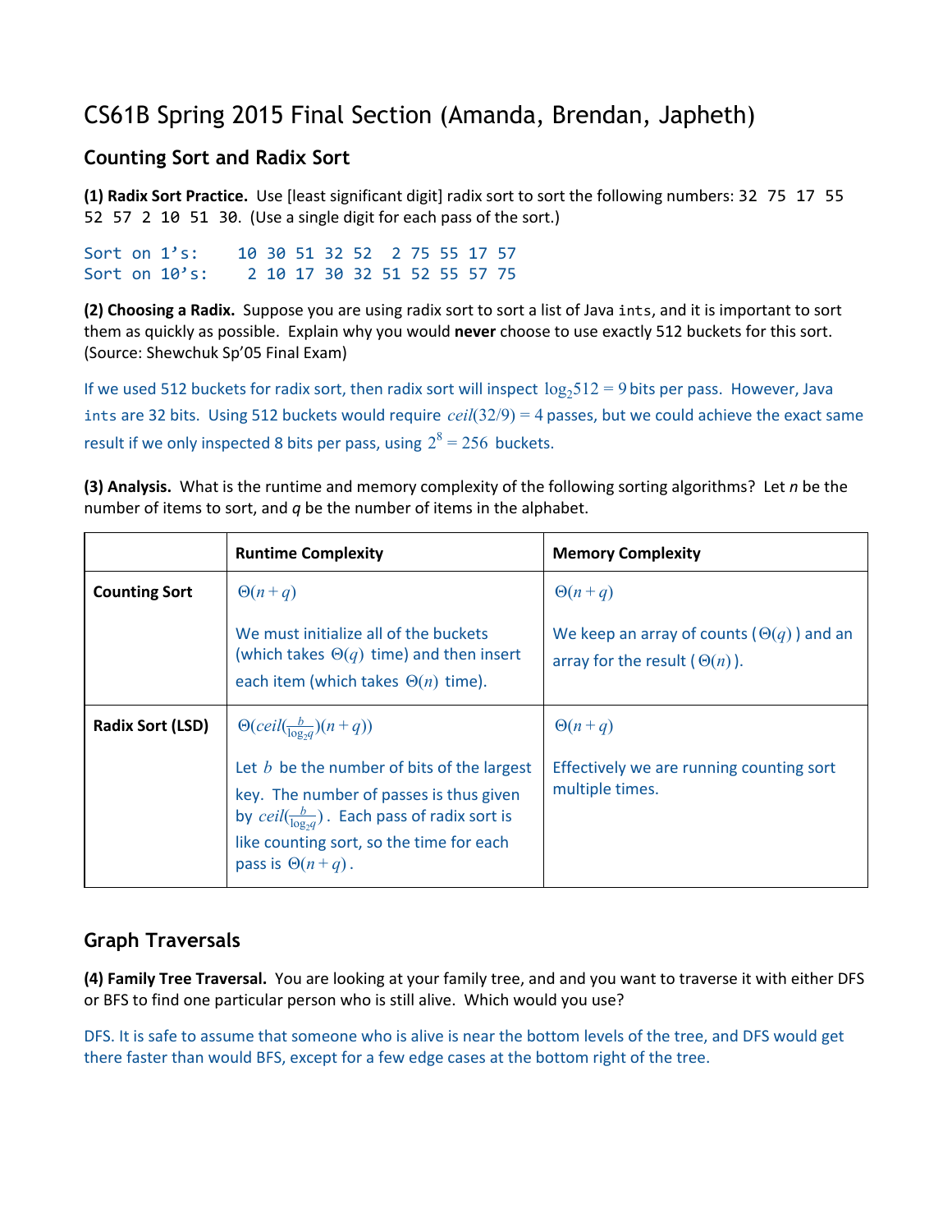# CS61B Spring 2015 Final Section (Amanda, Brendan, Japheth)

## Counting Sort and Radix Sort

**(1) Radix Sort Practice.** Use [least significant digit] radix sort to sort the following numbers: `32 75 17 55 52 57 2 10 51 30`. (Use a single digit for each pass of the sort.)

```
Sort on 1's:    10 30 51 32 52  2 75 55 17 57
Sort on 10's:    2 10 17 30 32 51 52 55 57 75
```

**(2) Choosing a Radix.** Suppose you are using radix sort to sort a list of Java `int`s, and it is important to sort them as quickly as possible. Explain why you would **never** choose to use exactly 512 buckets for this sort. (Source: Shewchuk Sp'05 Final Exam)

If we used 512 buckets for radix sort, then radix sort will inspect $\log_2 512 = 9$ bits per pass. However, Java `int`s are 32 bits. Using 512 buckets would require $ceil(32/9) = 4$ passes, but we could achieve the exact same result if we only inspected 8 bits per pass, using $2^8 = 256$ buckets.

**(3) Analysis.** What is the runtime and memory complexity of the following sorting algorithms? Let *n* be the number of items to sort, and *q* be the number of items in the alphabet.

| | **Runtime Complexity** | **Memory Complexity** |
|---|---|---|
| **Counting Sort** | $\Theta(n+q)$<br><br>We must initialize all of the buckets (which takes $\Theta(q)$ time) and then insert each item (which takes $\Theta(n)$ time). | $\Theta(n+q)$<br><br>We keep an array of counts ($\Theta(q)$) and an array for the result ($\Theta(n)$). |
| **Radix Sort (LSD)** | $\Theta(ceil(\frac{b}{\log_2 q})(n+q))$<br><br>Let $b$ be the number of bits of the largest key. The number of passes is thus given by $ceil(\frac{b}{\log_2 q})$. Each pass of radix sort is like counting sort, so the time for each pass is $\Theta(n+q)$. | $\Theta(n+q)$<br><br>Effectively we are running counting sort multiple times. |

## Graph Traversals

**(4) Family Tree Traversal.** You are looking at your family tree, and and you want to traverse it with either DFS or BFS to find one particular person who is still alive. Which would you use?

DFS. It is safe to assume that someone who is alive is near the bottom levels of the tree, and DFS would get there faster than would BFS, except for a few edge cases at the bottom right of the tree.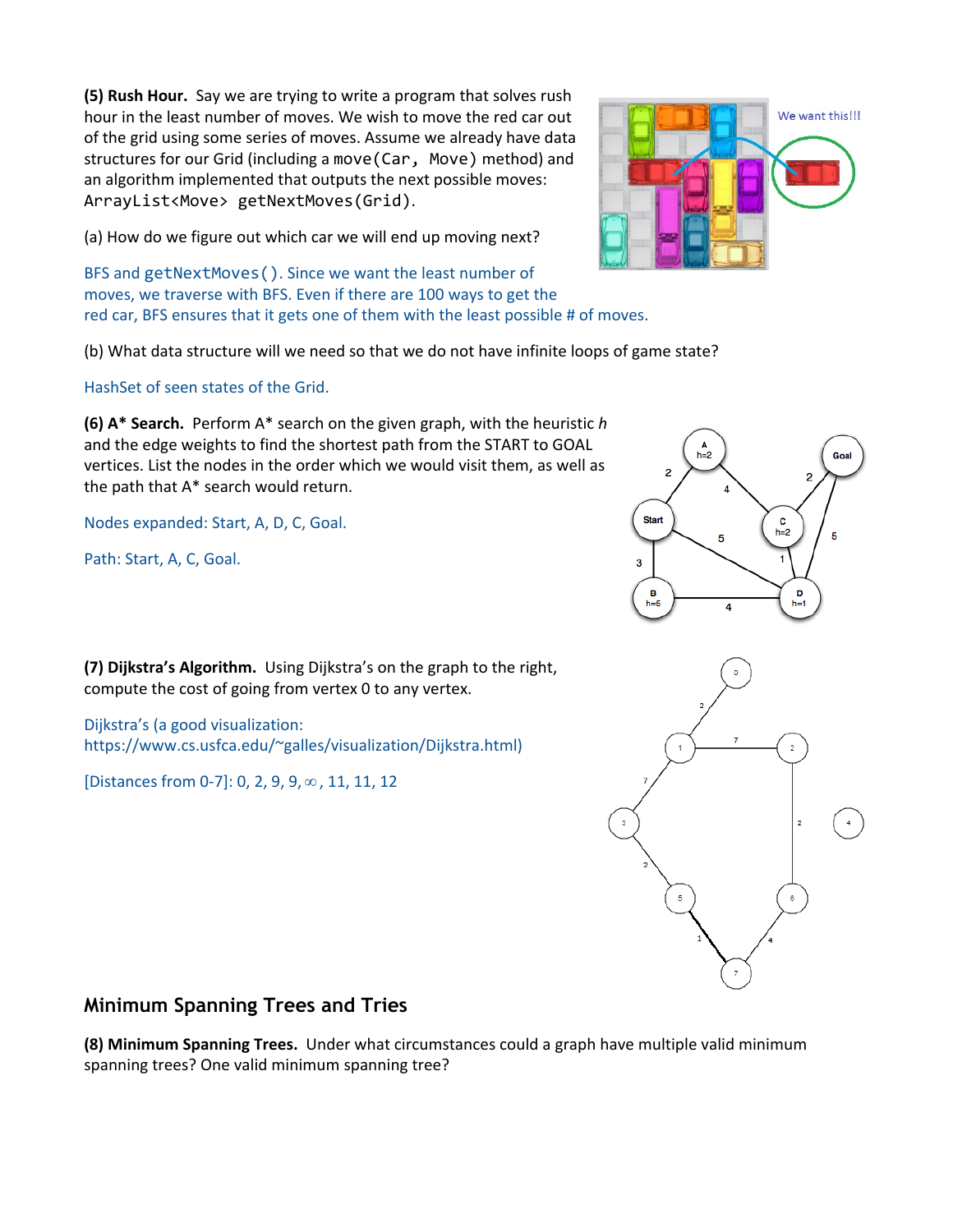**(5) Rush Hour.** Say we are trying to write a program that solves rush hour in the least number of moves. We wish to move the red car out of the grid using some series of moves. Assume we already have data structures for our Grid (including a `move(Car, Move)` method) and an algorithm implemented that outputs the next possible moves: `ArrayList<Move> getNextMoves(Grid)`.

(a) How do we figure out which car we will end up moving next?

BFS and `getNextMoves()`. Since we want the least number of moves, we traverse with BFS. Even if there are 100 ways to get the red car, BFS ensures that it gets one of them with the least possible # of moves.

(b) What data structure will we need so that we do not have infinite loops of game state?

HashSet of seen states of the Grid.

**(6) A\* Search.** Perform A\* search on the given graph, with the heuristic *h* and the edge weights to find the shortest path from the START to GOAL vertices. List the nodes in the order which we would visit them, as well as the path that A\* search would return.

Nodes expanded: Start, A, D, C, Goal.

Path: Start, A, C, Goal.

**(7) Dijkstra's Algorithm.** Using Dijkstra's on the graph to the right, compute the cost of going from vertex 0 to any vertex.

Dijkstra's (a good visualization: https://www.cs.usfca.edu/~galles/visualization/Dijkstra.html)

[Distances from 0-7]: 0, 2, 9, 9, ∞, 11, 11, 12

## Minimum Spanning Trees and Tries

**(8) Minimum Spanning Trees.** Under what circumstances could a graph have multiple valid minimum spanning trees? One valid minimum spanning tree?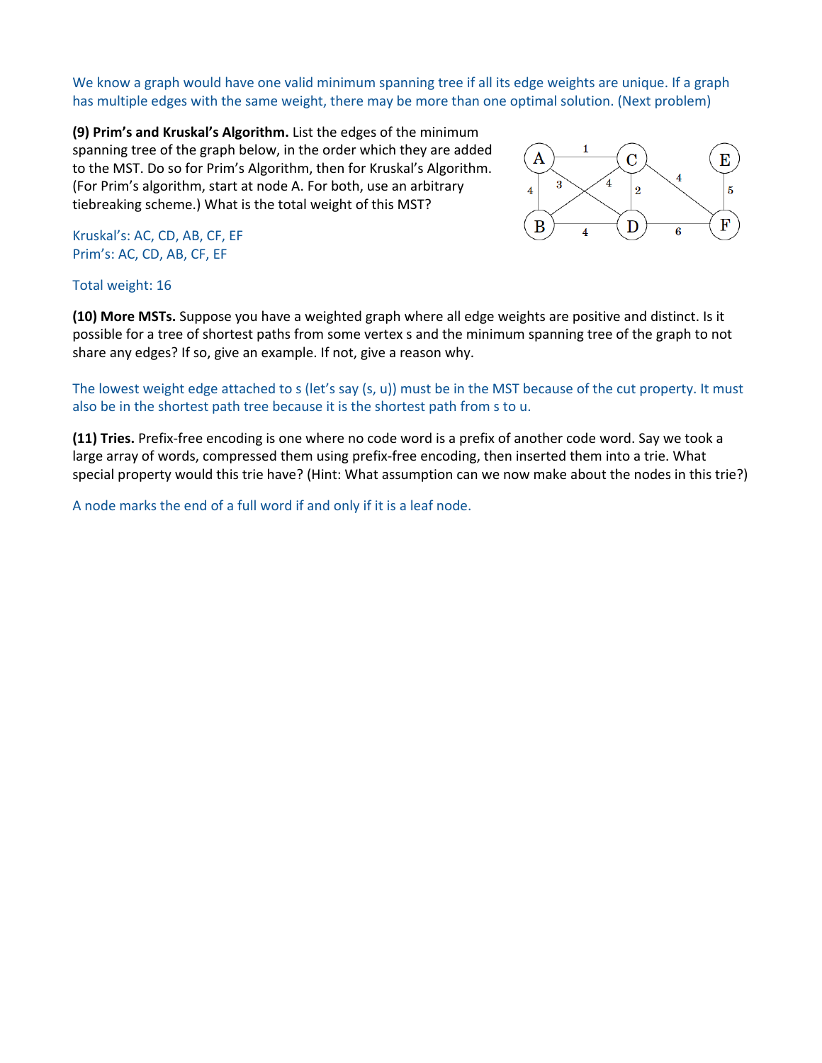We know a graph would have one valid minimum spanning tree if all its edge weights are unique. If a graph has multiple edges with the same weight, there may be more than one optimal solution. (Next problem)

**(9) Prim's and Kruskal's Algorithm.** List the edges of the minimum spanning tree of the graph below, in the order which they are added to the MST. Do so for Prim's Algorithm, then for Kruskal's Algorithm. (For Prim's algorithm, start at node A. For both, use an arbitrary tiebreaking scheme.) What is the total weight of this MST?

A
1
C
E
4
3
4
2
4
5
B
4
D
6
F

Kruskal's: AC, CD, AB, CF, EF
Prim's: AC, CD, AB, CF, EF

Total weight: 16

**(10) More MSTs.** Suppose you have a weighted graph where all edge weights are positive and distinct. Is it possible for a tree of shortest paths from some vertex s and the minimum spanning tree of the graph to not share any edges? If so, give an example. If not, give a reason why.

The lowest weight edge attached to s (let's say (s, u)) must be in the MST because of the cut property. It must also be in the shortest path tree because it is the shortest path from s to u.

**(11) Tries.** Prefix-free encoding is one where no code word is a prefix of another code word. Say we took a large array of words, compressed them using prefix-free encoding, then inserted them into a trie. What special property would this trie have? (Hint: What assumption can we now make about the nodes in this trie?)

A node marks the end of a full word if and only if it is a leaf node.